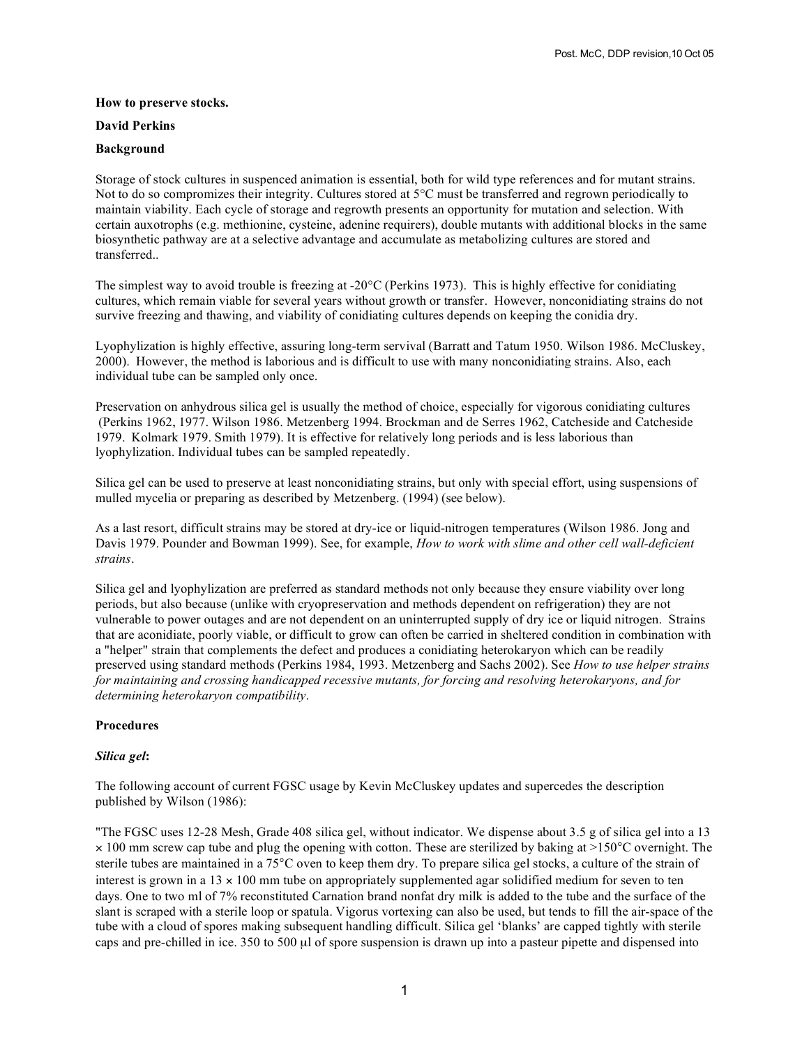**How to preserve stocks.**

**David Perkins**

**Background**

Storage of stock cultures in suspenced animation is essential, both for wild type references and for mutant strains. Not to do so compromizes their integrity. Cultures stored at 5°C must be transferred and regrown periodically to maintain viability. Each cycle of storage and regrowth presents an opportunity for mutation and selection. With certain auxotrophs (e.g. methionine, cysteine, adenine requirers), double mutants with additional blocks in the same biosynthetic pathway are at a selective advantage and accumulate as metabolizing cultures are stored and transferred..

The simplest way to avoid trouble is freezing at -20°C (Perkins 1973). This is highly effective for conidiating cultures, which remain viable for several years without growth or transfer. However, nonconidiating strains do not survive freezing and thawing, and viability of conidiating cultures depends on keeping the conidia dry.

Lyophylization is highly effective, assuring long-term servival (Barratt and Tatum 1950. Wilson 1986. McCluskey, 2000). However, the method is laborious and is difficult to use with many nonconidiating strains. Also, each individual tube can be sampled only once.

Preservation on anhydrous silica gel is usually the method of choice, especially for vigorous conidiating cultures (Perkins 1962, 1977. Wilson 1986. Metzenberg 1994. Brockman and de Serres 1962, Catcheside and Catcheside 1979. Kolmark 1979. Smith 1979). It is effective for relatively long periods and is less laborious than lyophylization. Individual tubes can be sampled repeatedly.

Silica gel can be used to preserve at least nonconidiating strains, but only with special effort, using suspensions of mulled mycelia or preparing as described by Metzenberg. (1994) (see below).

As a last resort, difficult strains may be stored at dry-ice or liquid-nitrogen temperatures (Wilson 1986. Jong and Davis 1979. Pounder and Bowman 1999). See, for example, *How to work with slime and other cell wall-deficient strains*.

Silica gel and lyophylization are preferred as standard methods not only because they ensure viability over long periods, but also because (unlike with cryopreservation and methods dependent on refrigeration) they are not vulnerable to power outages and are not dependent on an uninterrupted supply of dry ice or liquid nitrogen. Strains that are aconidiate, poorly viable, or difficult to grow can often be carried in sheltered condition in combination with a "helper" strain that complements the defect and produces a conidiating heterokaryon which can be readily preserved using standard methods (Perkins 1984, 1993. Metzenberg and Sachs 2002). See *How to use helper strains for maintaining and crossing handicapped recessive mutants, for forcing and resolving heterokaryons, and for determining heterokaryon compatibility*.

**Procedures**

***Silica gel*:**

The following account of current FGSC usage by Kevin McCluskey updates and supercedes the description published by Wilson (1986):

"The FGSC uses 12-28 Mesh, Grade 408 silica gel, without indicator. We dispense about 3.5 g of silica gel into a 13 × 100 mm screw cap tube and plug the opening with cotton. These are sterilized by baking at >150°C overnight. The sterile tubes are maintained in a 75°C oven to keep them dry. To prepare silica gel stocks, a culture of the strain of interest is grown in a 13 × 100 mm tube on appropriately supplemented agar solidified medium for seven to ten days. One to two ml of 7% reconstituted Carnation brand nonfat dry milk is added to the tube and the surface of the slant is scraped with a sterile loop or spatula. Vigorus vortexing can also be used, but tends to fill the air-space of the tube with a cloud of spores making subsequent handling difficult. Silica gel 'blanks' are capped tightly with sterile caps and pre-chilled in ice. 350 to 500 μl of spore suspension is drawn up into a pasteur pipette and dispensed into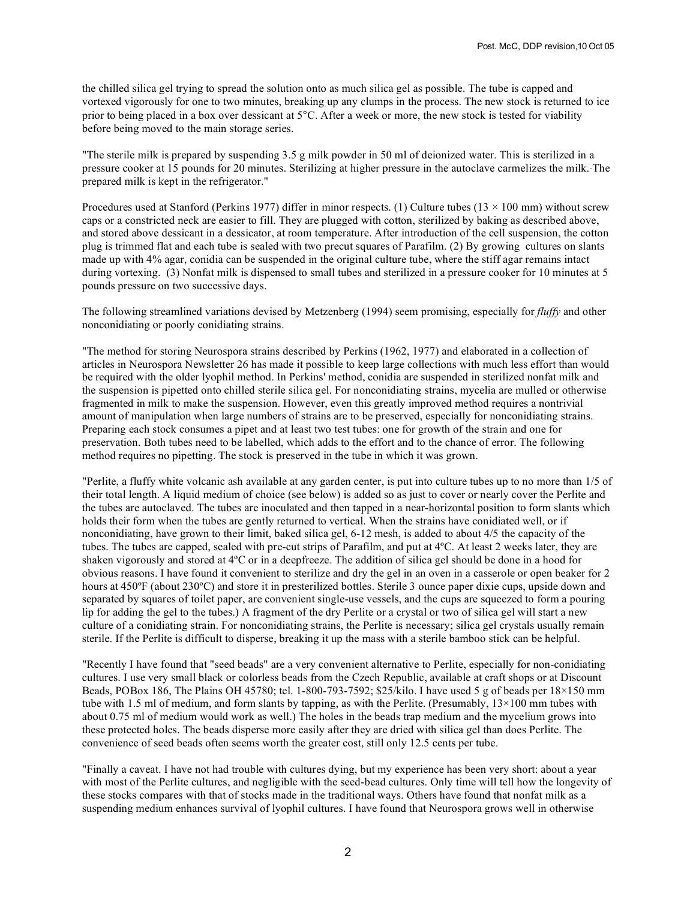the chilled silica gel trying to spread the solution onto as much silica gel as possible. The tube is capped and vortexed vigorously for one to two minutes, breaking up any clumps in the process. The new stock is returned to ice prior to being placed in a box over dessicant at 5°C. After a week or more, the new stock is tested for viability before being moved to the main storage series.

"The sterile milk is prepared by suspending 3.5 g milk powder in 50 ml of deionized water. This is sterilized in a pressure cooker at 15 pounds for 20 minutes. Sterilizing at higher pressure in the autoclave carmelizes the milk. The prepared milk is kept in the refrigerator."

Procedures used at Stanford (Perkins 1977) differ in minor respects. (1) Culture tubes (13 × 100 mm) without screw caps or a constricted neck are easier to fill. They are plugged with cotton, sterilized by baking as described above, and stored above dessicant in a dessicator, at room temperature. After introduction of the cell suspension, the cotton plug is trimmed flat and each tube is sealed with two precut squares of Parafilm. (2) By growing cultures on slants made up with 4% agar, conidia can be suspended in the original culture tube, where the stiff agar remains intact during vortexing. (3) Nonfat milk is dispensed to small tubes and sterilized in a pressure cooker for 10 minutes at 5 pounds pressure on two successive days.

The following streamlined variations devised by Metzenberg (1994) seem promising, especially for *fluffy* and other nonconidiating or poorly conidiating strains.

"The method for storing Neurospora strains described by Perkins (1962, 1977) and elaborated in a collection of articles in Neurospora Newsletter 26 has made it possible to keep large collections with much less effort than would be required with the older lyophil method. In Perkins' method, conidia are suspended in sterilized nonfat milk and the suspension is pipetted onto chilled sterile silica gel. For nonconidiating strains, mycelia are mulled or otherwise fragmented in milk to make the suspension. However, even this greatly improved method requires a nontrivial amount of manipulation when large numbers of strains are to be preserved, especially for nonconidiating strains. Preparing each stock consumes a pipet and at least two test tubes: one for growth of the strain and one for preservation. Both tubes need to be labelled, which adds to the effort and to the chance of error. The following method requires no pipetting. The stock is preserved in the tube in which it was grown.

"Perlite, a fluffy white volcanic ash available at any garden center, is put into culture tubes up to no more than 1/5 of their total length. A liquid medium of choice (see below) is added so as just to cover or nearly cover the Perlite and the tubes are autoclaved. The tubes are inoculated and then tapped in a near-horizontal position to form slants which holds their form when the tubes are gently returned to vertical. When the strains have conidiated well, or if nonconidiating, have grown to their limit, baked silica gel, 6-12 mesh, is added to about 4/5 the capacity of the tubes. The tubes are capped, sealed with pre-cut strips of Parafilm, and put at 4ºC. At least 2 weeks later, they are shaken vigorously and stored at 4ºC or in a deepfreeze. The addition of silica gel should be done in a hood for obvious reasons. I have found it convenient to sterilize and dry the gel in an oven in a casserole or open beaker for 2 hours at 450ºF (about 230ºC) and store it in presterilized bottles. Sterile 3 ounce paper dixie cups, upside down and separated by squares of toilet paper, are convenient single-use vessels, and the cups are squeezed to form a pouring lip for adding the gel to the tubes.) A fragment of the dry Perlite or a crystal or two of silica gel will start a new culture of a conidiating strain. For nonconidiating strains, the Perlite is necessary; silica gel crystals usually remain sterile. If the Perlite is difficult to disperse, breaking it up the mass with a sterile bamboo stick can be helpful.

"Recently I have found that "seed beads" are a very convenient alternative to Perlite, especially for non-conidiating cultures. I use very small black or colorless beads from the Czech Republic, available at craft shops or at Discount Beads, POBox 186, The Plains OH 45780; tel. 1-800-793-7592; $25/kilo. I have used 5 g of beads per 18×150 mm tube with 1.5 ml of medium, and form slants by tapping, as with the Perlite. (Presumably, 13×100 mm tubes with about 0.75 ml of medium would work as well.) The holes in the beads trap medium and the mycelium grows into these protected holes. The beads disperse more easily after they are dried with silica gel than does Perlite. The convenience of seed beads often seems worth the greater cost, still only 12.5 cents per tube.

"Finally a caveat. I have not had trouble with cultures dying, but my experience has been very short: about a year with most of the Perlite cultures, and negligible with the seed-bead cultures. Only time will tell how the longevity of these stocks compares with that of stocks made in the traditional ways. Others have found that nonfat milk as a suspending medium enhances survival of lyophil cultures. I have found that Neurospora grows well in otherwise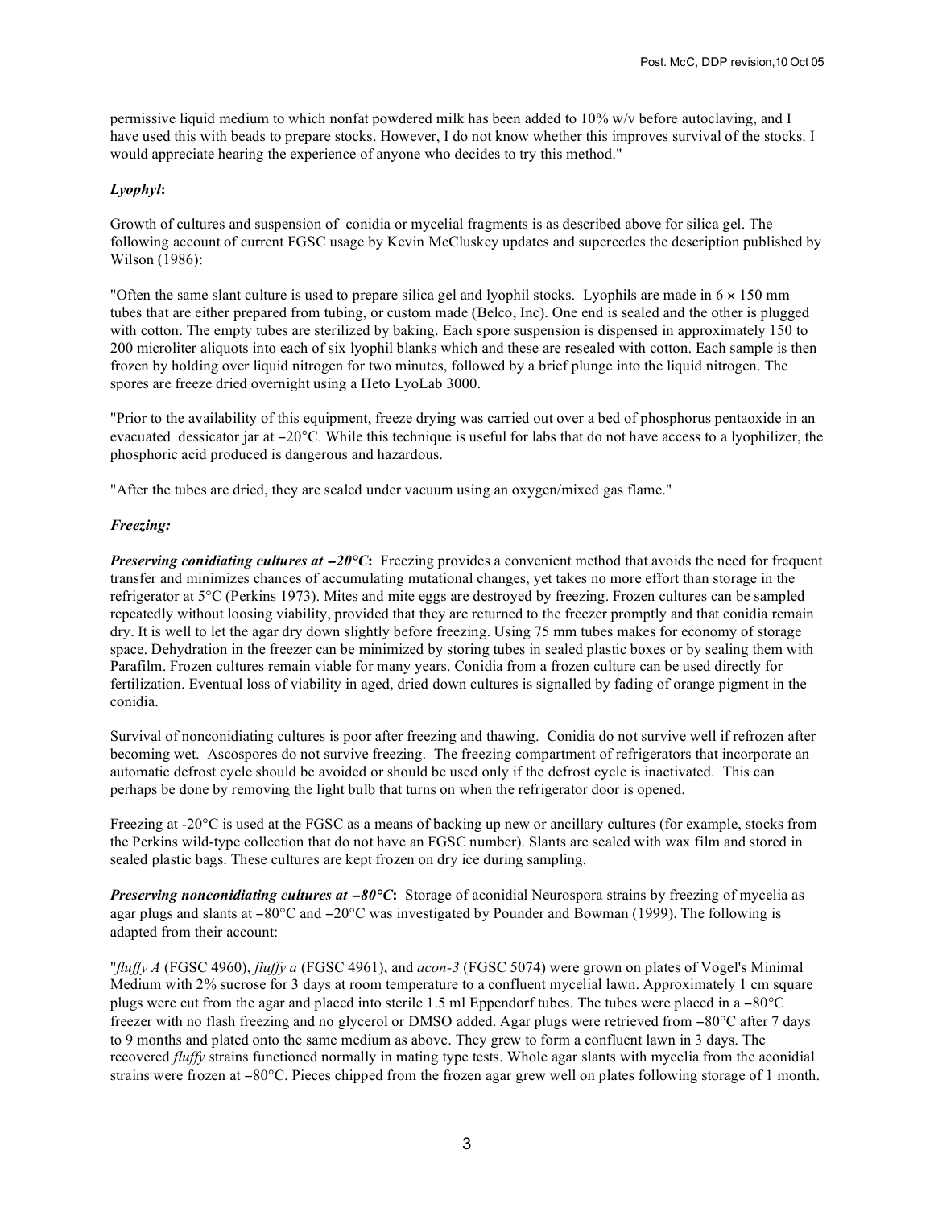permissive liquid medium to which nonfat powdered milk has been added to 10% w/v before autoclaving, and I have used this with beads to prepare stocks. However, I do not know whether this improves survival of the stocks. I would appreciate hearing the experience of anyone who decides to try this method."

### *Lyophyl*:

Growth of cultures and suspension of conidia or mycelial fragments is as described above for silica gel. The following account of current FGSC usage by Kevin McCluskey updates and supercedes the description published by Wilson (1986):

"Often the same slant culture is used to prepare silica gel and lyophil stocks. Lyophils are made in 6 × 150 mm tubes that are either prepared from tubing, or custom made (Belco, Inc). One end is sealed and the other is plugged with cotton. The empty tubes are sterilized by baking. Each spore suspension is dispensed in approximately 150 to 200 microliter aliquots into each of six lyophil blanks ~~which~~ and these are resealed with cotton. Each sample is then frozen by holding over liquid nitrogen for two minutes, followed by a brief plunge into the liquid nitrogen. The spores are freeze dried overnight using a Heto LyoLab 3000.

"Prior to the availability of this equipment, freeze drying was carried out over a bed of phosphorus pentaoxide in an evacuated dessicator jar at −20°C. While this technique is useful for labs that do not have access to a lyophilizer, the phosphoric acid produced is dangerous and hazardous.

"After the tubes are dried, they are sealed under vacuum using an oxygen/mixed gas flame."

### *Freezing:*

***Preserving conidiating cultures at −20°C*:** Freezing provides a convenient method that avoids the need for frequent transfer and minimizes chances of accumulating mutational changes, yet takes no more effort than storage in the refrigerator at 5°C (Perkins 1973). Mites and mite eggs are destroyed by freezing. Frozen cultures can be sampled repeatedly without loosing viability, provided that they are returned to the freezer promptly and that conidia remain dry. It is well to let the agar dry down slightly before freezing. Using 75 mm tubes makes for economy of storage space. Dehydration in the freezer can be minimized by storing tubes in sealed plastic boxes or by sealing them with Parafilm. Frozen cultures remain viable for many years. Conidia from a frozen culture can be used directly for fertilization. Eventual loss of viability in aged, dried down cultures is signalled by fading of orange pigment in the conidia.

Survival of nonconidiating cultures is poor after freezing and thawing. Conidia do not survive well if refrozen after becoming wet. Ascospores do not survive freezing. The freezing compartment of refrigerators that incorporate an automatic defrost cycle should be avoided or should be used only if the defrost cycle is inactivated. This can perhaps be done by removing the light bulb that turns on when the refrigerator door is opened.

Freezing at -20°C is used at the FGSC as a means of backing up new or ancillary cultures (for example, stocks from the Perkins wild-type collection that do not have an FGSC number). Slants are sealed with wax film and stored in sealed plastic bags. These cultures are kept frozen on dry ice during sampling.

***Preserving nonconidiating cultures at −80°C*:** Storage of aconidial Neurospora strains by freezing of mycelia as agar plugs and slants at −80°C and −20°C was investigated by Pounder and Bowman (1999). The following is adapted from their account:

"*fluffy A* (FGSC 4960), *fluffy a* (FGSC 4961), and *acon-3* (FGSC 5074) were grown on plates of Vogel's Minimal Medium with 2% sucrose for 3 days at room temperature to a confluent mycelial lawn. Approximately 1 cm square plugs were cut from the agar and placed into sterile 1.5 ml Eppendorf tubes. The tubes were placed in a −80°C freezer with no flash freezing and no glycerol or DMSO added. Agar plugs were retrieved from −80°C after 7 days to 9 months and plated onto the same medium as above. They grew to form a confluent lawn in 3 days. The recovered *fluffy* strains functioned normally in mating type tests. Whole agar slants with mycelia from the aconidial strains were frozen at −80°C. Pieces chipped from the frozen agar grew well on plates following storage of 1 month.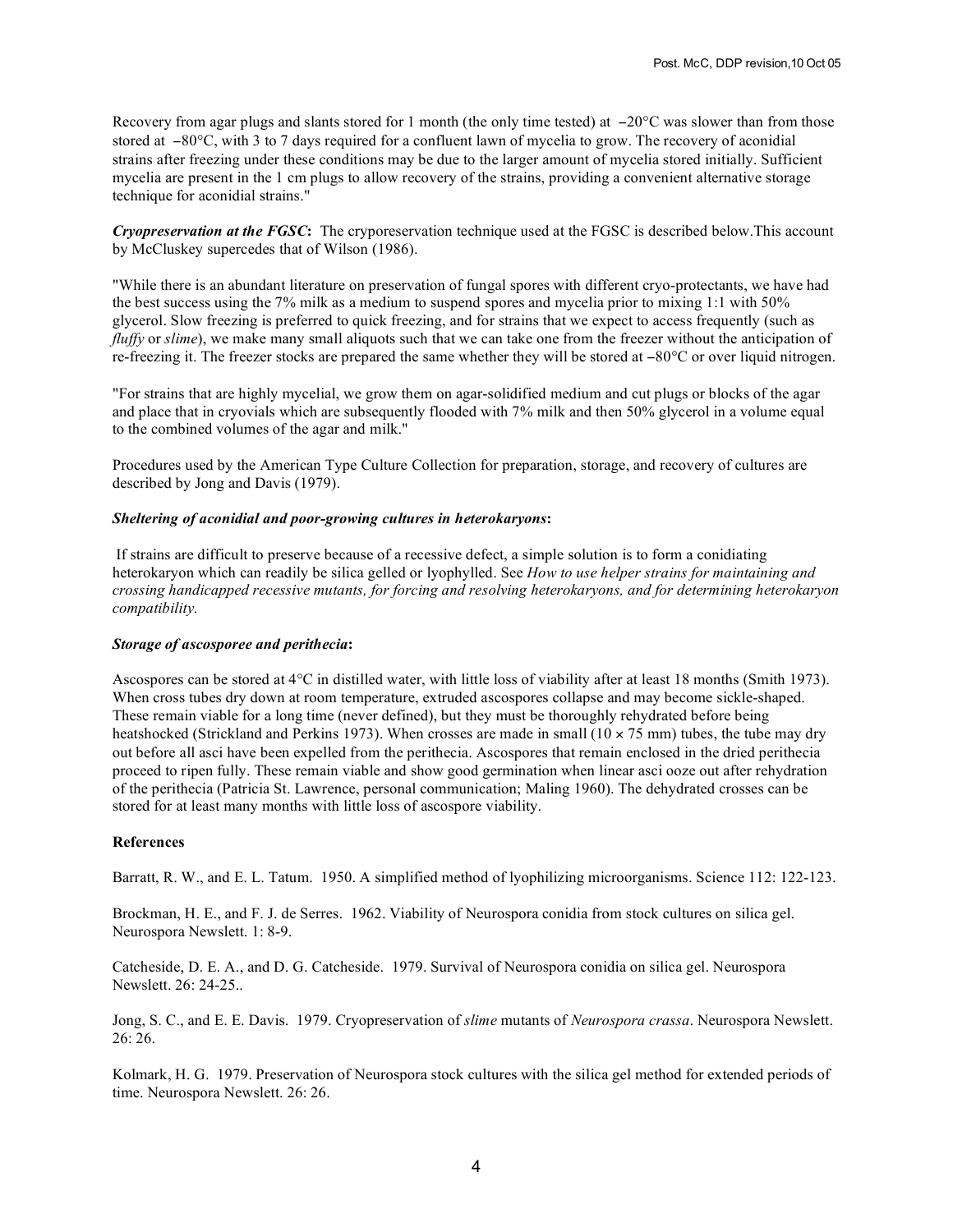Recovery from agar plugs and slants stored for 1 month (the only time tested) at −20°C was slower than from those stored at −80°C, with 3 to 7 days required for a confluent lawn of mycelia to grow. The recovery of aconidial strains after freezing under these conditions may be due to the larger amount of mycelia stored initially. Sufficient mycelia are present in the 1 cm plugs to allow recovery of the strains, providing a convenient alternative storage technique for aconidial strains."

***Cryopreservation at the FGSC*:** The cryporeservation technique used at the FGSC is described below.This account by McCluskey supercedes that of Wilson (1986).

"While there is an abundant literature on preservation of fungal spores with different cryo-protectants, we have had the best success using the 7% milk as a medium to suspend spores and mycelia prior to mixing 1:1 with 50% glycerol. Slow freezing is preferred to quick freezing, and for strains that we expect to access frequently (such as *fluffy* or *slime*), we make many small aliquots such that we can take one from the freezer without the anticipation of re-freezing it. The freezer stocks are prepared the same whether they will be stored at −80°C or over liquid nitrogen.

"For strains that are highly mycelial, we grow them on agar-solidified medium and cut plugs or blocks of the agar and place that in cryovials which are subsequently flooded with 7% milk and then 50% glycerol in a volume equal to the combined volumes of the agar and milk."

Procedures used by the American Type Culture Collection for preparation, storage, and recovery of cultures are described by Jong and Davis (1979).

***Sheltering of aconidial and poor-growing cultures in heterokaryons*:**

If strains are difficult to preserve because of a recessive defect, a simple solution is to form a conidiating heterokaryon which can readily be silica gelled or lyophylled. See *How to use helper strains for maintaining and crossing handicapped recessive mutants, for forcing and resolving heterokaryons, and for determining heterokaryon compatibility.*

***Storage of ascosporee and perithecia*:**

Ascospores can be stored at 4°C in distilled water, with little loss of viability after at least 18 months (Smith 1973). When cross tubes dry down at room temperature, extruded ascospores collapse and may become sickle-shaped. These remain viable for a long time (never defined), but they must be thoroughly rehydrated before being heatshocked (Strickland and Perkins 1973). When crosses are made in small (10 × 75 mm) tubes, the tube may dry out before all asci have been expelled from the perithecia. Ascospores that remain enclosed in the dried perithecia proceed to ripen fully. These remain viable and show good germination when linear asci ooze out after rehydration of the perithecia (Patricia St. Lawrence, personal communication; Maling 1960). The dehydrated crosses can be stored for at least many months with little loss of ascospore viability.

**References**

Barratt, R. W., and E. L. Tatum. 1950. A simplified method of lyophilizing microorganisms. Science 112: 122-123.

Brockman, H. E., and F. J. de Serres. 1962. Viability of Neurospora conidia from stock cultures on silica gel. Neurospora Newslett. 1: 8-9.

Catcheside, D. E. A., and D. G. Catcheside. 1979. Survival of Neurospora conidia on silica gel. Neurospora Newslett. 26: 24-25..

Jong, S. C., and E. E. Davis. 1979. Cryopreservation of *slime* mutants of *Neurospora crassa*. Neurospora Newslett. 26: 26.

Kolmark, H. G. 1979. Preservation of Neurospora stock cultures with the silica gel method for extended periods of time. Neurospora Newslett. 26: 26.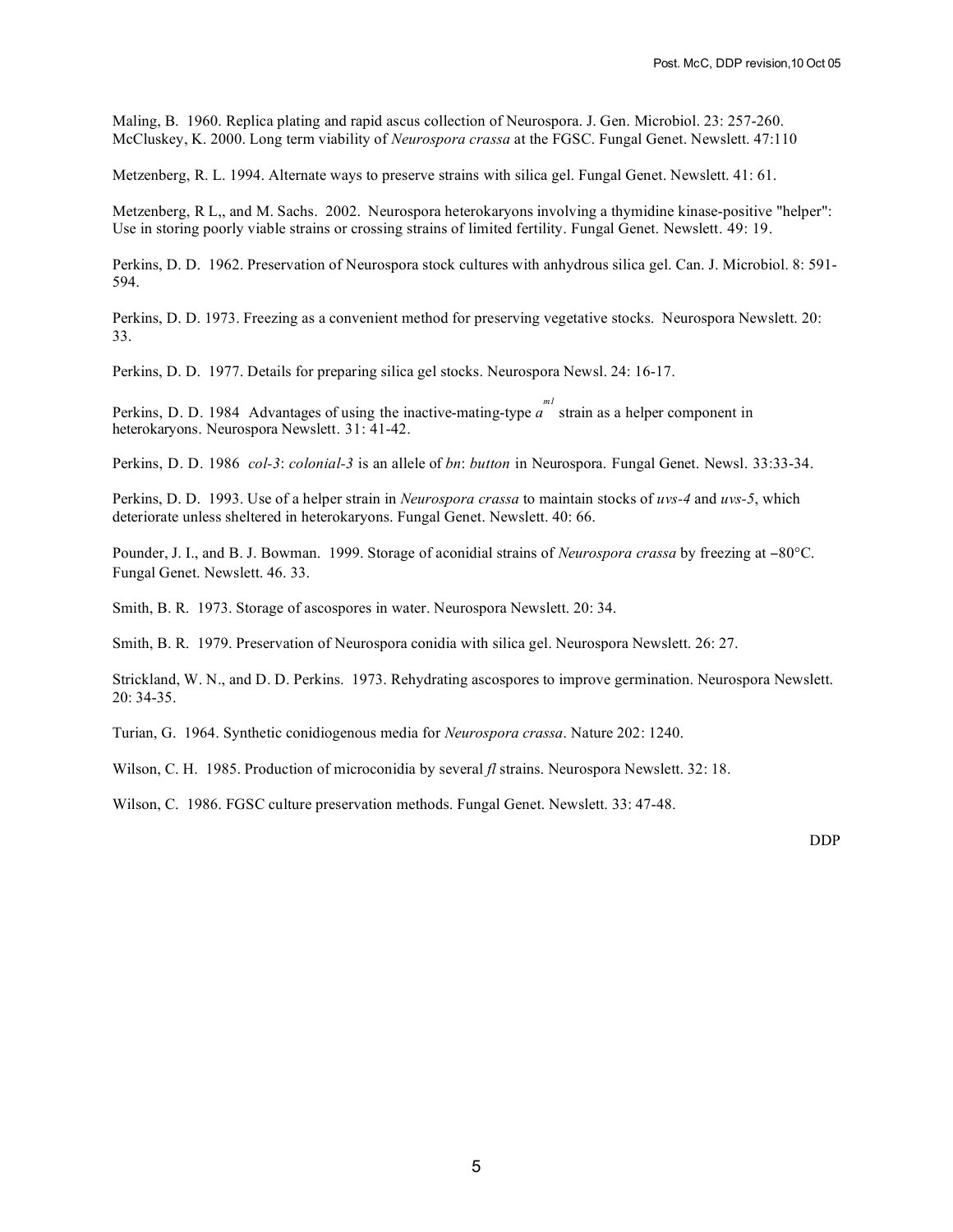Maling, B. 1960. Replica plating and rapid ascus collection of Neurospora. J. Gen. Microbiol. 23: 257-260.
McCluskey, K. 2000. Long term viability of *Neurospora crassa* at the FGSC. Fungal Genet. Newslett. 47:110

Metzenberg, R. L. 1994. Alternate ways to preserve strains with silica gel. Fungal Genet. Newslett. 41: 61.

Metzenberg, R L,, and M. Sachs. 2002. Neurospora heterokaryons involving a thymidine kinase-positive "helper": Use in storing poorly viable strains or crossing strains of limited fertility. Fungal Genet. Newslett. 49: 19.

Perkins, D. D. 1962. Preservation of Neurospora stock cultures with anhydrous silica gel. Can. J. Microbiol. 8: 591-594.

Perkins, D. D. 1973. Freezing as a convenient method for preserving vegetative stocks. Neurospora Newslett. 20: 33.

Perkins, D. D. 1977. Details for preparing silica gel stocks. Neurospora Newsl. 24: 16-17.

Perkins, D. D. 1984 Advantages of using the inactive-mating-type $a^{m1}$ strain as a helper component in heterokaryons. Neurospora Newslett. 31: 41-42.

Perkins, D. D. 1986 *col-3*: *colonial-3* is an allele of *bn*: *button* in Neurospora. Fungal Genet. Newsl. 33:33-34.

Perkins, D. D. 1993. Use of a helper strain in *Neurospora crassa* to maintain stocks of *uvs-4* and *uvs-5*, which deteriorate unless sheltered in heterokaryons. Fungal Genet. Newslett. 40: 66.

Pounder, J. I., and B. J. Bowman. 1999. Storage of aconidial strains of *Neurospora crassa* by freezing at −80°C. Fungal Genet. Newslett. 46. 33.

Smith, B. R. 1973. Storage of ascospores in water. Neurospora Newslett. 20: 34.

Smith, B. R. 1979. Preservation of Neurospora conidia with silica gel. Neurospora Newslett. 26: 27.

Strickland, W. N., and D. D. Perkins. 1973. Rehydrating ascospores to improve germination. Neurospora Newslett. 20: 34-35.

Turian, G. 1964. Synthetic conidiogenous media for *Neurospora crassa*. Nature 202: 1240.

Wilson, C. H. 1985. Production of microconidia by several *fl* strains. Neurospora Newslett. 32: 18.

Wilson, C. 1986. FGSC culture preservation methods. Fungal Genet. Newslett. 33: 47-48.

DDP